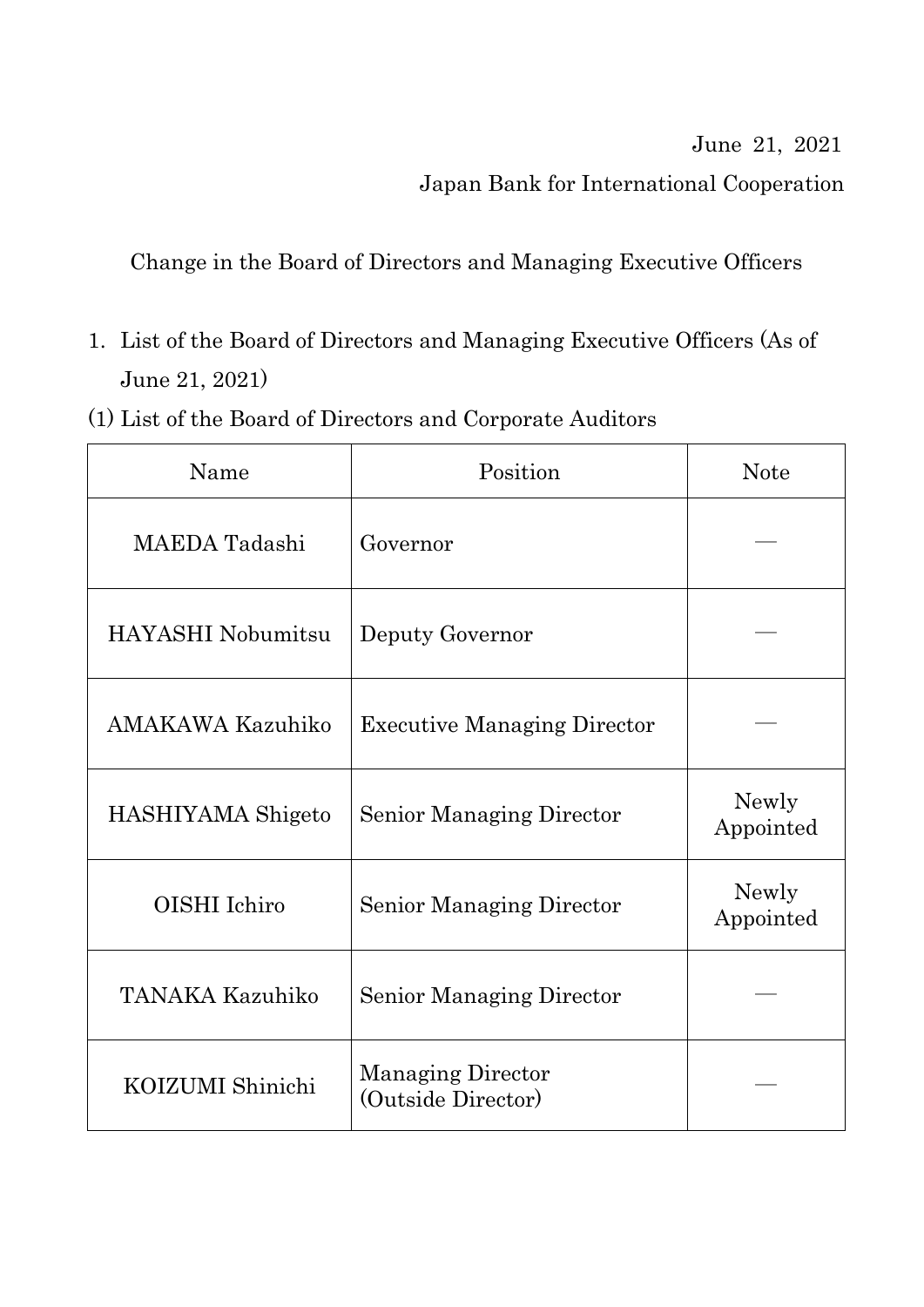June 21, 2021

Japan Bank for International Cooperation

# Change in the Board of Directors and Managing Executive Officers

1. List of the Board of Directors and Managing Executive Officers (As of June 21, 2021)

(1) List of the Board of Directors and Corporate Auditors

| Name | Position | Note |
| --- | --- | --- |
| MAEDA Tadashi | Governor | — |
| HAYASHI Nobumitsu | Deputy Governor | — |
| AMAKAWA Kazuhiko | Executive Managing Director | — |
| HASHIYAMA Shigeto | Senior Managing Director | Newly Appointed |
| OISHI Ichiro | Senior Managing Director | Newly Appointed |
| TANAKA Kazuhiko | Senior Managing Director | — |
| KOIZUMI Shinichi | Managing Director (Outside Director) | — |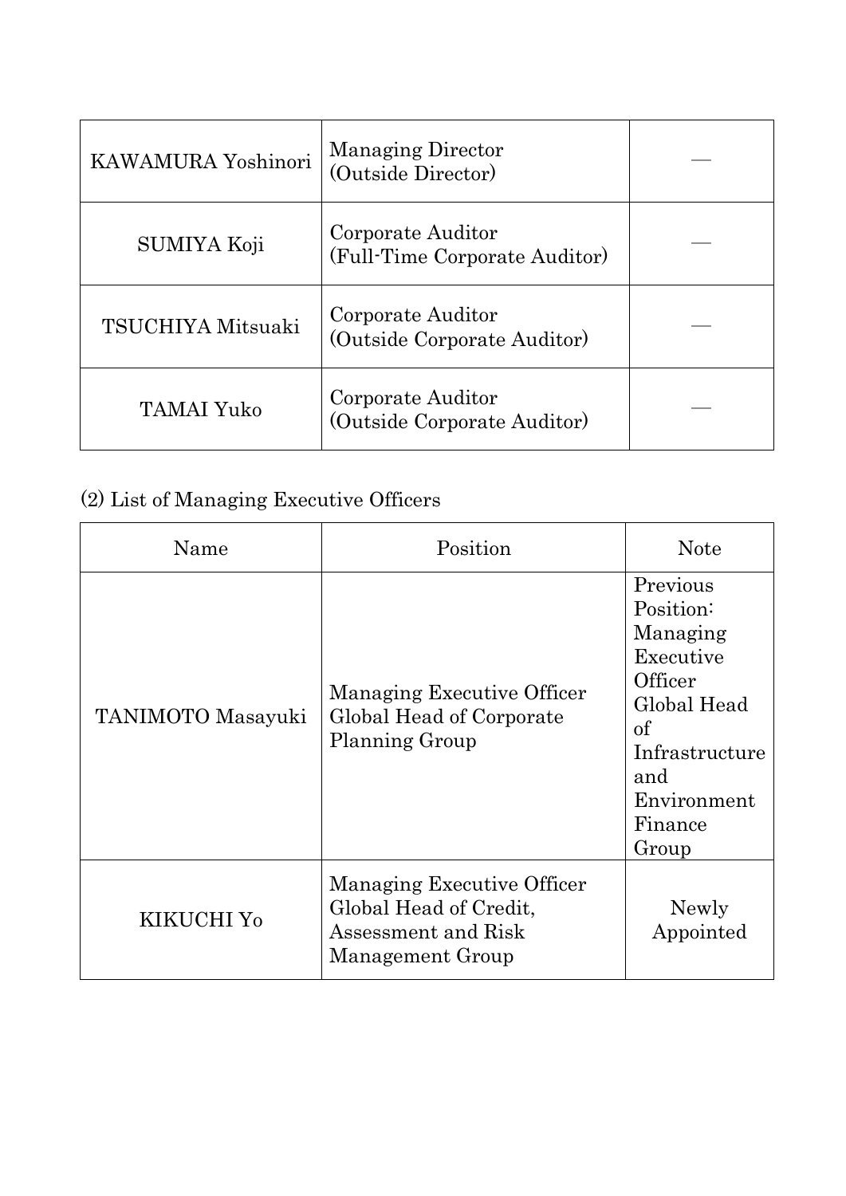| KAWAMURA Yoshinori | Managing Director (Outside Director) | — |
|---|---|---|
| SUMIYA Koji | Corporate Auditor (Full-Time Corporate Auditor) | — |
| TSUCHIYA Mitsuaki | Corporate Auditor (Outside Corporate Auditor) | — |
| TAMAI Yuko | Corporate Auditor (Outside Corporate Auditor) | — |

(2) List of Managing Executive Officers

| Name | Position | Note |
|---|---|---|
| TANIMOTO Masayuki | Managing Executive Officer Global Head of Corporate Planning Group | Previous Position: Managing Executive Officer Global Head of Infrastructure and Environment Finance Group |
| KIKUCHI Yo | Managing Executive Officer Global Head of Credit, Assessment and Risk Management Group | Newly Appointed |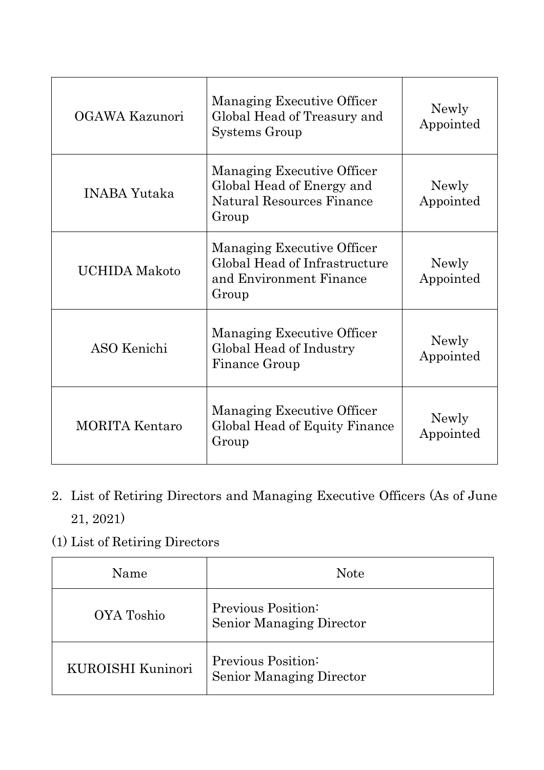| | | |
|---|---|---|
| OGAWA Kazunori | Managing Executive Officer<br>Global Head of Treasury and Systems Group | Newly Appointed |
| INABA Yutaka | Managing Executive Officer<br>Global Head of Energy and Natural Resources Finance Group | Newly Appointed |
| UCHIDA Makoto | Managing Executive Officer<br>Global Head of Infrastructure and Environment Finance Group | Newly Appointed |
| ASO Kenichi | Managing Executive Officer<br>Global Head of Industry Finance Group | Newly Appointed |
| MORITA Kentaro | Managing Executive Officer<br>Global Head of Equity Finance Group | Newly Appointed |

2. List of Retiring Directors and Managing Executive Officers (As of June 21, 2021)

(1) List of Retiring Directors

| Name | Note |
|---|---|
| OYA Toshio | Previous Position:<br>Senior Managing Director |
| KUROISHI Kuninori | Previous Position:<br>Senior Managing Director |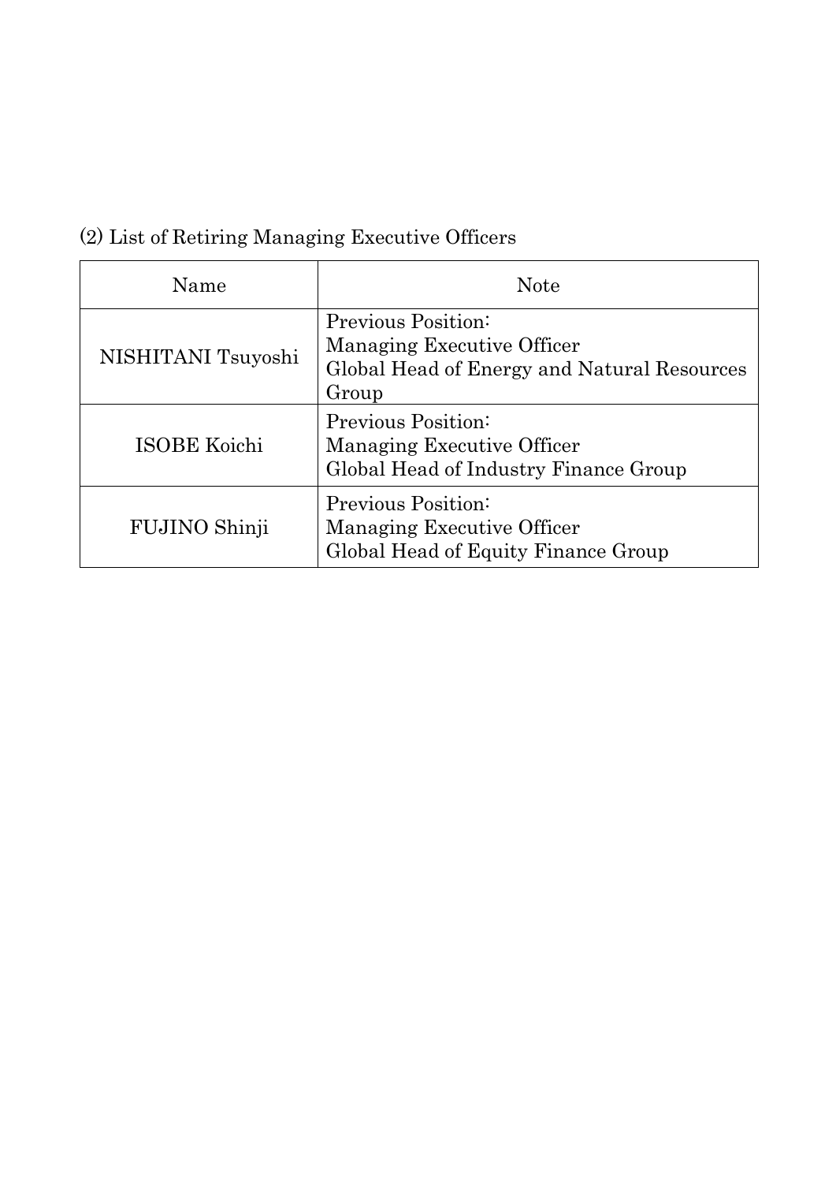(2) List of Retiring Managing Executive Officers

| Name | Note |
| --- | --- |
| NISHITANI Tsuyoshi | Previous Position:<br>Managing Executive Officer<br>Global Head of Energy and Natural Resources Group |
| ISOBE Koichi | Previous Position:<br>Managing Executive Officer<br>Global Head of Industry Finance Group |
| FUJINO Shinji | Previous Position:<br>Managing Executive Officer<br>Global Head of Equity Finance Group |